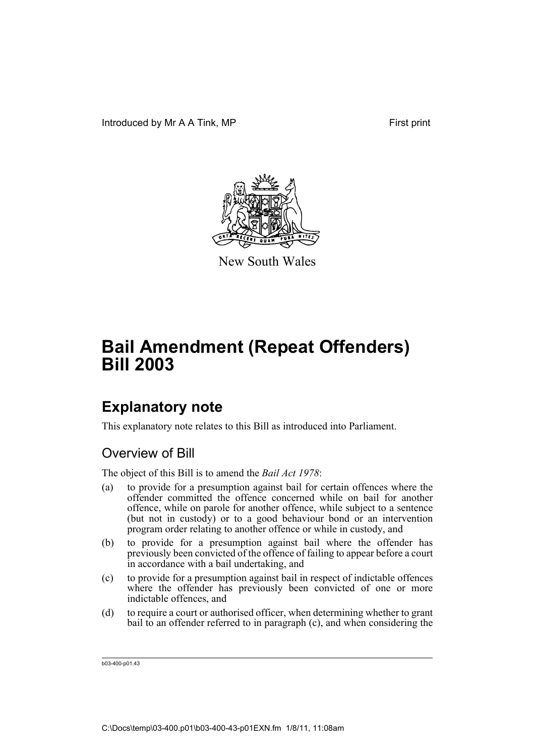Introduced by Mr A A Tink, MP

First print

New South Wales

# Bail Amendment (Repeat Offenders) Bill 2003

## Explanatory note

This explanatory note relates to this Bill as introduced into Parliament.

### Overview of Bill

The object of this Bill is to amend the *Bail Act 1978*:

(a) to provide for a presumption against bail for certain offences where the offender committed the offence concerned while on bail for another offence, while on parole for another offence, while subject to a sentence (but not in custody) or to a good behaviour bond or an intervention program order relating to another offence or while in custody, and

(b) to provide for a presumption against bail where the offender has previously been convicted of the offence of failing to appear before a court in accordance with a bail undertaking, and

(c) to provide for a presumption against bail in respect of indictable offences where the offender has previously been convicted of one or more indictable offences, and

(d) to require a court or authorised officer, when determining whether to grant bail to an offender referred to in paragraph (c), and when considering the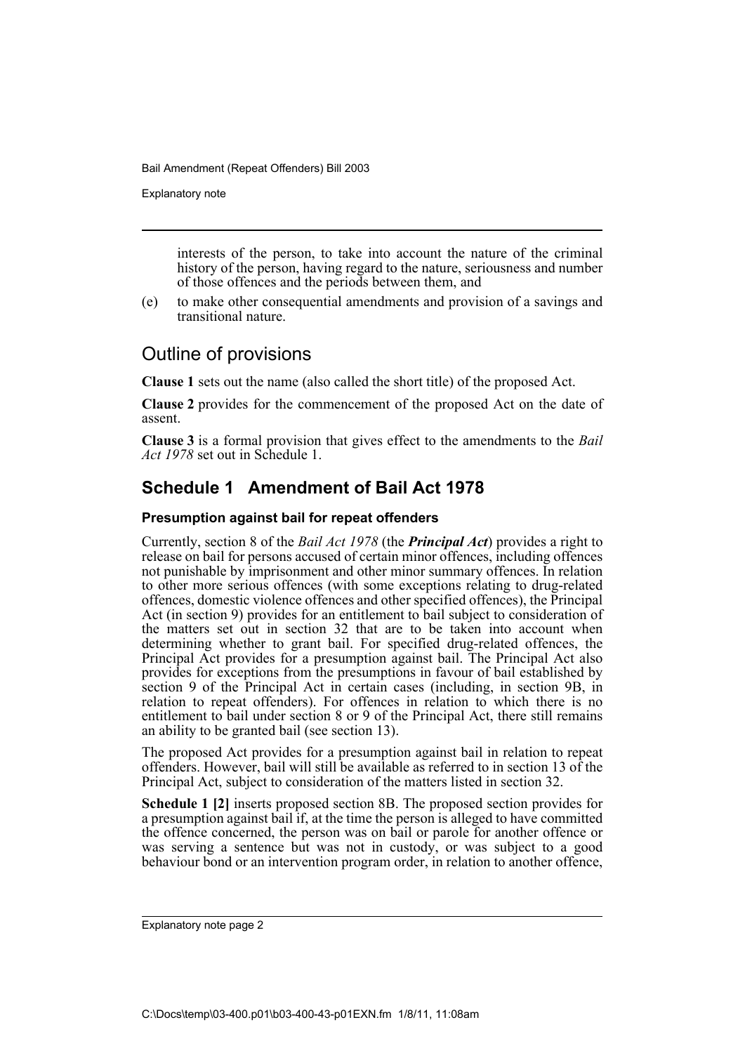interests of the person, to take into account the nature of the criminal history of the person, having regard to the nature, seriousness and number of those offences and the periods between them, and

(e) to make other consequential amendments and provision of a savings and transitional nature.

## Outline of provisions

**Clause 1** sets out the name (also called the short title) of the proposed Act.

**Clause 2** provides for the commencement of the proposed Act on the date of assent.

**Clause 3** is a formal provision that gives effect to the amendments to the *Bail Act 1978* set out in Schedule 1.

## Schedule 1 Amendment of Bail Act 1978

### Presumption against bail for repeat offenders

Currently, section 8 of the *Bail Act 1978* (the ***Principal Act***) provides a right to release on bail for persons accused of certain minor offences, including offences not punishable by imprisonment and other minor summary offences. In relation to other more serious offences (with some exceptions relating to drug-related offences, domestic violence offences and other specified offences), the Principal Act (in section 9) provides for an entitlement to bail subject to consideration of the matters set out in section 32 that are to be taken into account when determining whether to grant bail. For specified drug-related offences, the Principal Act provides for a presumption against bail. The Principal Act also provides for exceptions from the presumptions in favour of bail established by section 9 of the Principal Act in certain cases (including, in section 9B, in relation to repeat offenders). For offences in relation to which there is no entitlement to bail under section 8 or 9 of the Principal Act, there still remains an ability to be granted bail (see section 13).

The proposed Act provides for a presumption against bail in relation to repeat offenders. However, bail will still be available as referred to in section 13 of the Principal Act, subject to consideration of the matters listed in section 32.

**Schedule 1 [2]** inserts proposed section 8B. The proposed section provides for a presumption against bail if, at the time the person is alleged to have committed the offence concerned, the person was on bail or parole for another offence or was serving a sentence but was not in custody, or was subject to a good behaviour bond or an intervention program order, in relation to another offence,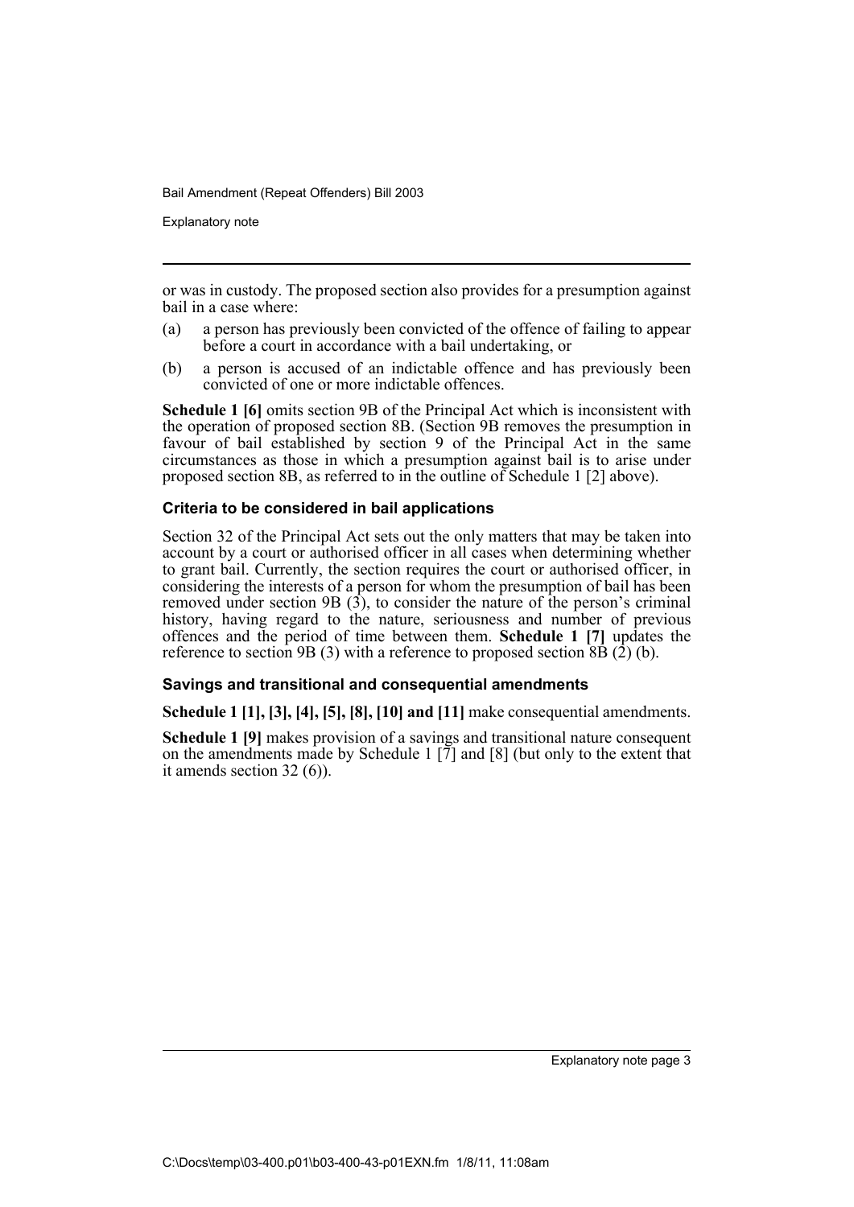or was in custody. The proposed section also provides for a presumption against bail in a case where:

(a) a person has previously been convicted of the offence of failing to appear before a court in accordance with a bail undertaking, or

(b) a person is accused of an indictable offence and has previously been convicted of one or more indictable offences.

**Schedule 1 [6]** omits section 9B of the Principal Act which is inconsistent with the operation of proposed section 8B. (Section 9B removes the presumption in favour of bail established by section 9 of the Principal Act in the same circumstances as those in which a presumption against bail is to arise under proposed section 8B, as referred to in the outline of Schedule 1 [2] above).

### Criteria to be considered in bail applications

Section 32 of the Principal Act sets out the only matters that may be taken into account by a court or authorised officer in all cases when determining whether to grant bail. Currently, the section requires the court or authorised officer, in considering the interests of a person for whom the presumption of bail has been removed under section 9B (3), to consider the nature of the person's criminal history, having regard to the nature, seriousness and number of previous offences and the period of time between them. **Schedule 1 [7]** updates the reference to section 9B (3) with a reference to proposed section 8B (2) (b).

### Savings and transitional and consequential amendments

**Schedule 1 [1], [3], [4], [5], [8], [10] and [11]** make consequential amendments.

**Schedule 1 [9]** makes provision of a savings and transitional nature consequent on the amendments made by Schedule 1 [7] and [8] (but only to the extent that it amends section 32 (6)).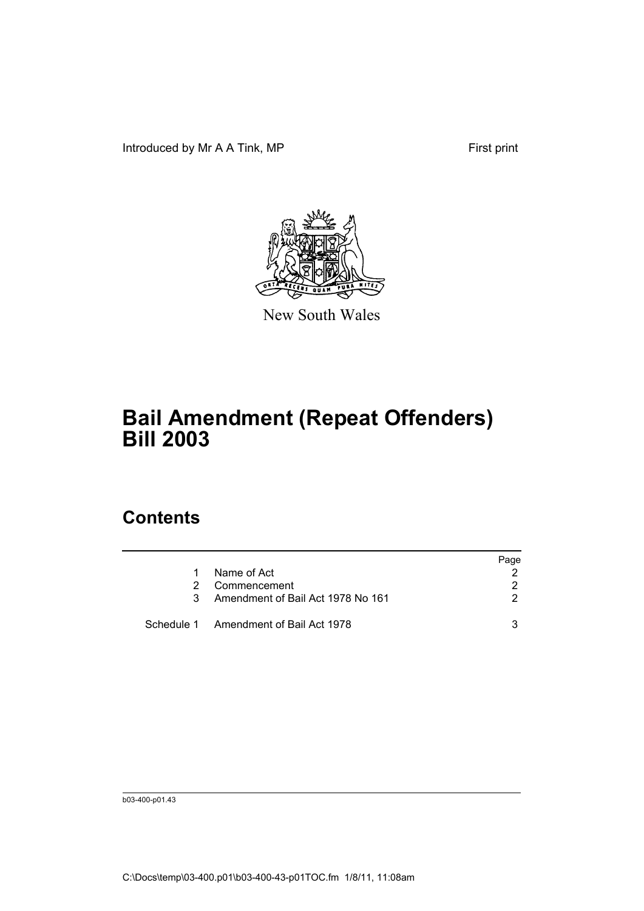Introduced by Mr A A Tink, MP First print

New South Wales

# Bail Amendment (Repeat Offenders) Bill 2003

## Contents

| | | Page |
|---|---|---|
| 1 | Name of Act | 2 |
| 2 | Commencement | 2 |
| 3 | Amendment of Bail Act 1978 No 161 | 2 |
| Schedule 1 | Amendment of Bail Act 1978 | 3 |

b03-400-p01.43

C:\Docs\temp\03-400.p01\b03-400-43-p01TOC.fm 1/8/11, 11:08am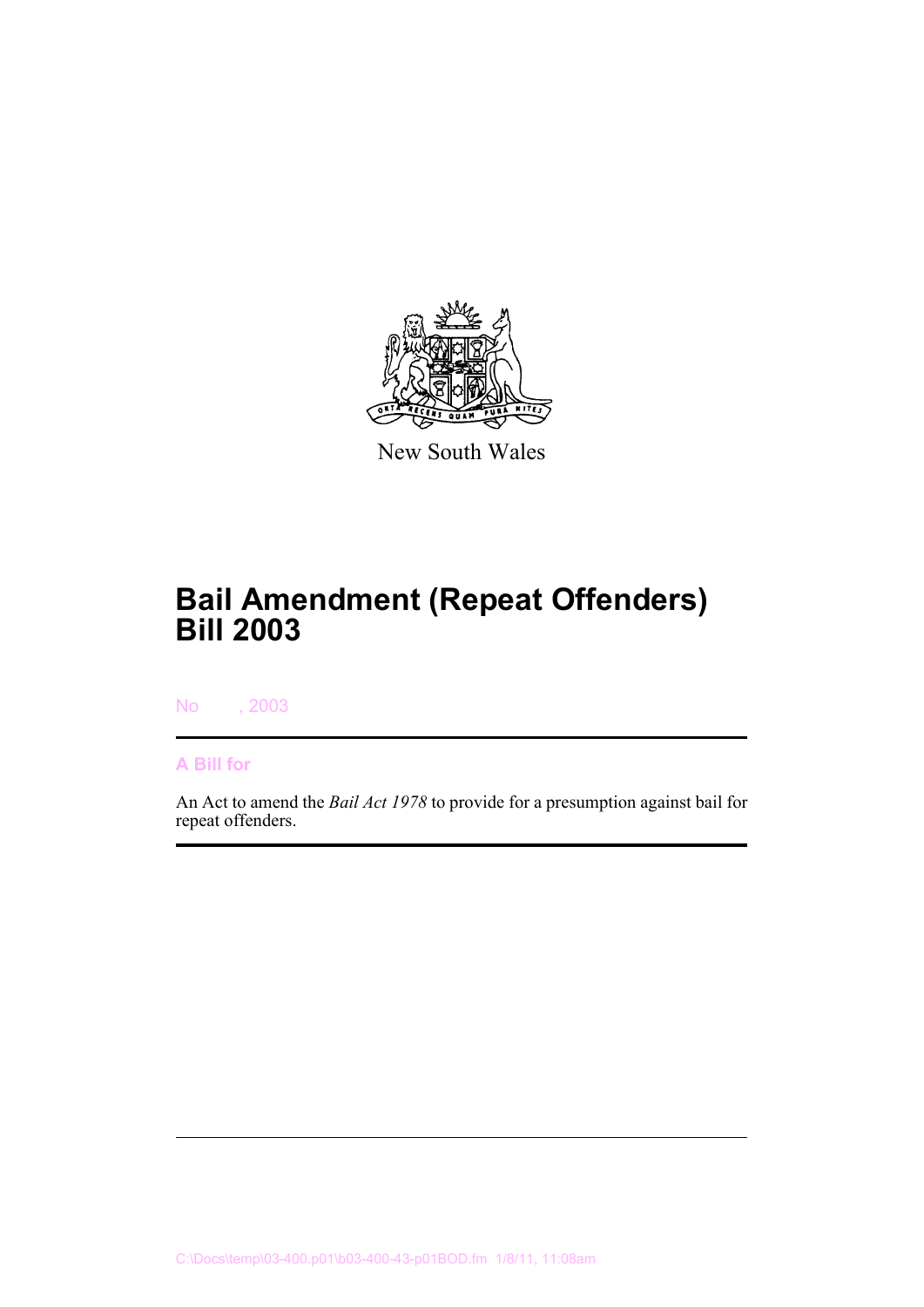New South Wales

# Bail Amendment (Repeat Offenders) Bill 2003

No , 2003

## A Bill for

An Act to amend the *Bail Act 1978* to provide for a presumption against bail for repeat offenders.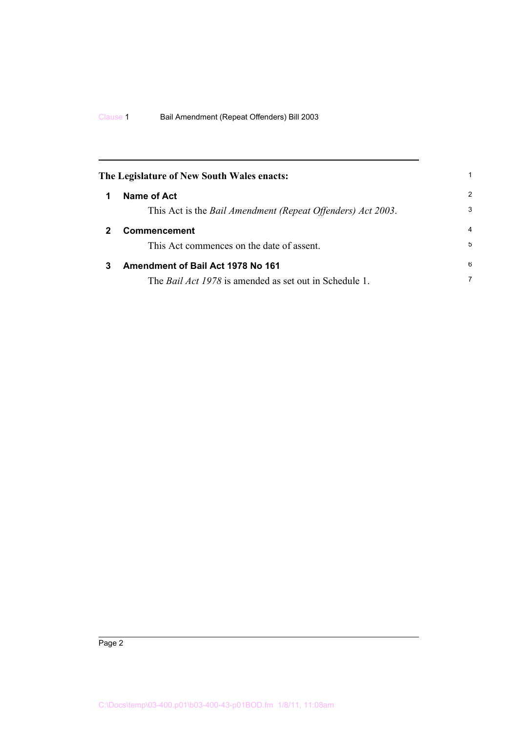**The Legislature of New South Wales enacts:**

## 1 Name of Act

This Act is the *Bail Amendment (Repeat Offenders) Act 2003*.

## 2 Commencement

This Act commences on the date of assent.

## 3 Amendment of Bail Act 1978 No 161

The *Bail Act 1978* is amended as set out in Schedule 1.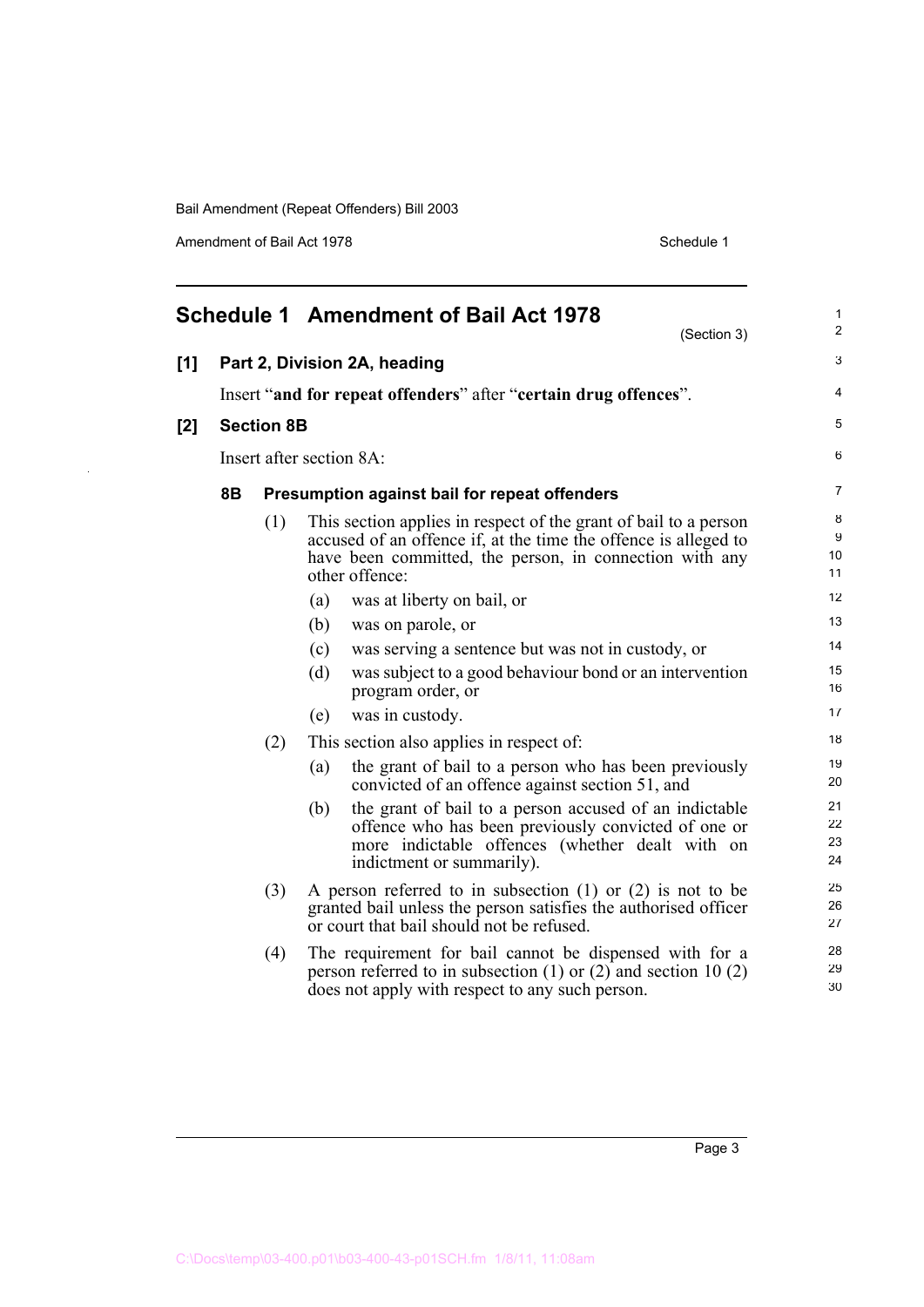## Schedule 1 Amendment of Bail Act 1978

(Section 3)

**[1] Part 2, Division 2A, heading**

Insert "**and for repeat offenders**" after "**certain drug offences**".

**[2] Section 8B**

Insert after section 8A:

**8B Presumption against bail for repeat offenders**

(1) This section applies in respect of the grant of bail to a person accused of an offence if, at the time the offence is alleged to have been committed, the person, in connection with any other offence:

- (a) was at liberty on bail, or
- (b) was on parole, or
- (c) was serving a sentence but was not in custody, or
- (d) was subject to a good behaviour bond or an intervention program order, or
- (e) was in custody.

(2) This section also applies in respect of:

- (a) the grant of bail to a person who has been previously convicted of an offence against section 51, and
- (b) the grant of bail to a person accused of an indictable offence who has been previously convicted of one or more indictable offences (whether dealt with on indictment or summarily).

(3) A person referred to in subsection (1) or (2) is not to be granted bail unless the person satisfies the authorised officer or court that bail should not be refused.

(4) The requirement for bail cannot be dispensed with for a person referred to in subsection (1) or (2) and section 10 (2) does not apply with respect to any such person.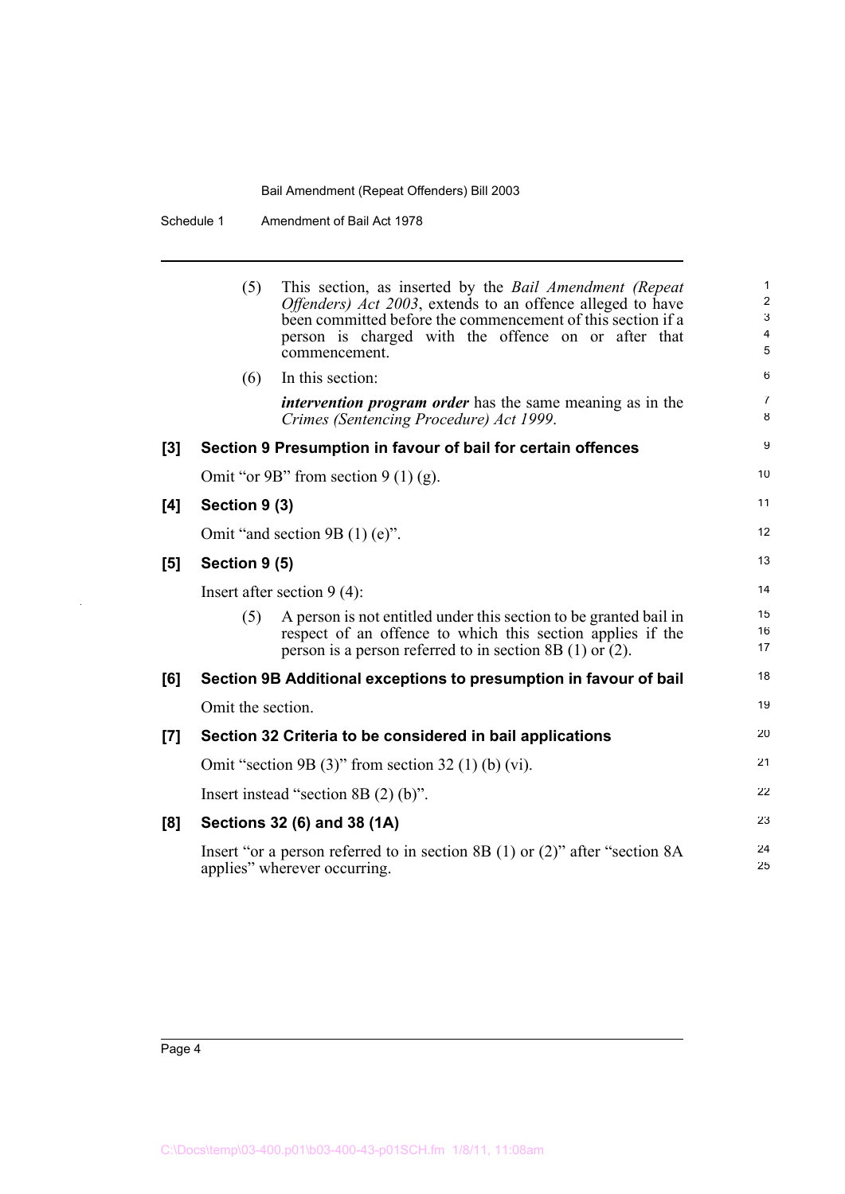(5) This section, as inserted by the *Bail Amendment (Repeat Offenders) Act 2003*, extends to an offence alleged to have been committed before the commencement of this section if a person is charged with the offence on or after that commencement.

(6) In this section:

***intervention program order*** has the same meaning as in the *Crimes (Sentencing Procedure) Act 1999*.

### [3] Section 9 Presumption in favour of bail for certain offences

Omit "or 9B" from section 9 (1) (g).

### [4] Section 9 (3)

Omit "and section 9B (1) (e)".

### [5] Section 9 (5)

Insert after section 9 (4):

(5) A person is not entitled under this section to be granted bail in respect of an offence to which this section applies if the person is a person referred to in section 8B (1) or (2).

### [6] Section 9B Additional exceptions to presumption in favour of bail

Omit the section.

### [7] Section 32 Criteria to be considered in bail applications

Omit "section 9B (3)" from section 32 (1) (b) (vi).

Insert instead "section 8B (2) (b)".

### [8] Sections 32 (6) and 38 (1A)

Insert "or a person referred to in section 8B (1) or (2)" after "section 8A applies" wherever occurring.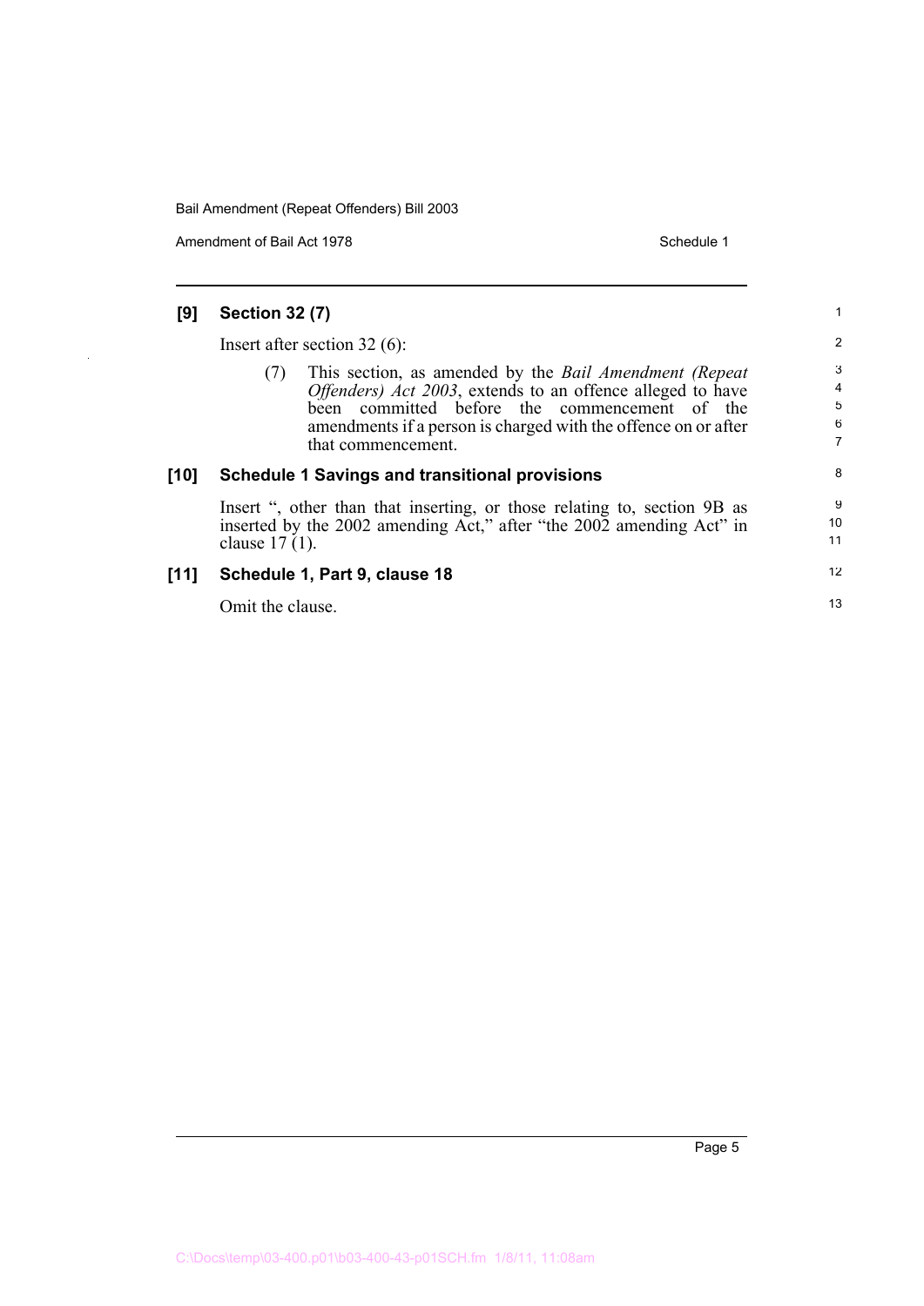### [9] Section 32 (7)

Insert after section 32 (6):

(7) This section, as amended by the *Bail Amendment (Repeat Offenders) Act 2003*, extends to an offence alleged to have been committed before the commencement of the amendments if a person is charged with the offence on or after that commencement.

### [10] Schedule 1 Savings and transitional provisions

Insert ", other than that inserting, or those relating to, section 9B as inserted by the 2002 amending Act," after "the 2002 amending Act" in clause 17 (1).

### [11] Schedule 1, Part 9, clause 18

Omit the clause.